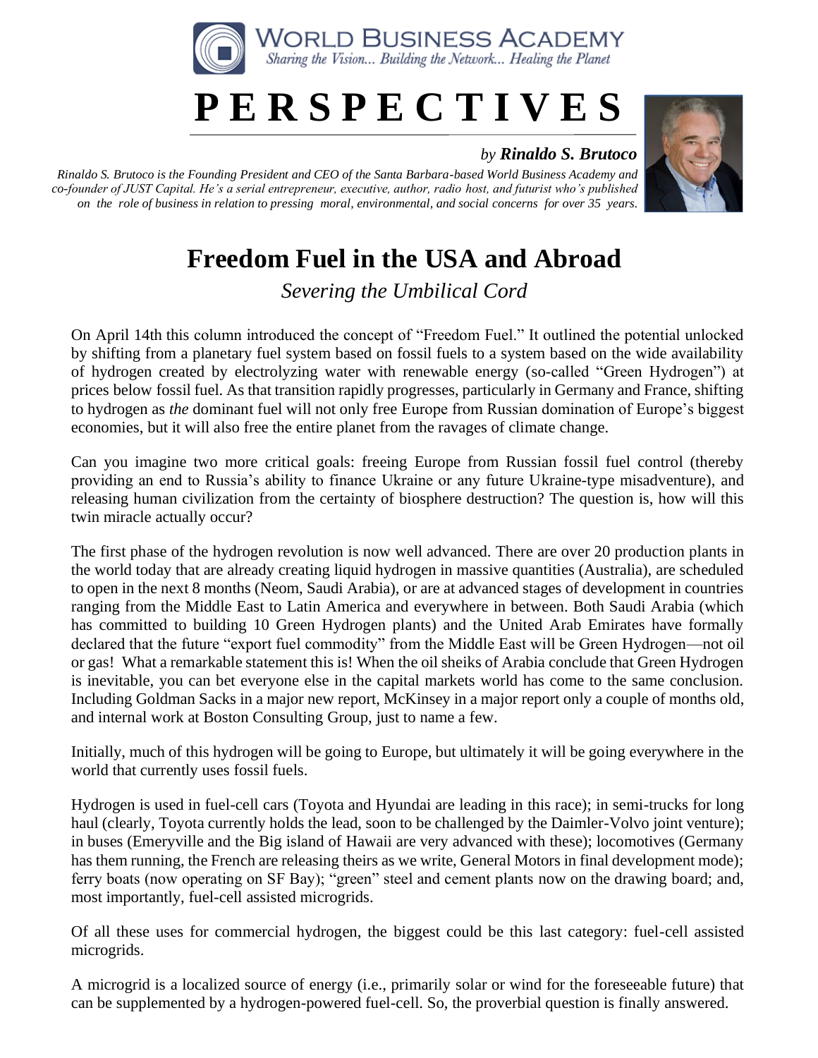WORLD BUSINESS ACADEMY
*Sharing the Vision... Building the Network... Healing the Planet*

# PERSPECTIVES

*by* ***Rinaldo S. Brutoco***

*Rinaldo S. Brutoco is the Founding President and CEO of the Santa Barbara-based World Business Academy and co-founder of JUST Capital. He's a serial entrepreneur, executive, author, radio host, and futurist who's published on the role of business in relation to pressing moral, environmental, and social concerns for over 35 years.*

## Freedom Fuel in the USA and Abroad

*Severing the Umbilical Cord*

On April 14th this column introduced the concept of "Freedom Fuel." It outlined the potential unlocked by shifting from a planetary fuel system based on fossil fuels to a system based on the wide availability of hydrogen created by electrolyzing water with renewable energy (so-called "Green Hydrogen") at prices below fossil fuel. As that transition rapidly progresses, particularly in Germany and France, shifting to hydrogen as *the* dominant fuel will not only free Europe from Russian domination of Europe's biggest economies, but it will also free the entire planet from the ravages of climate change.

Can you imagine two more critical goals: freeing Europe from Russian fossil fuel control (thereby providing an end to Russia's ability to finance Ukraine or any future Ukraine-type misadventure), and releasing human civilization from the certainty of biosphere destruction? The question is, how will this twin miracle actually occur?

The first phase of the hydrogen revolution is now well advanced. There are over 20 production plants in the world today that are already creating liquid hydrogen in massive quantities (Australia), are scheduled to open in the next 8 months (Neom, Saudi Arabia), or are at advanced stages of development in countries ranging from the Middle East to Latin America and everywhere in between. Both Saudi Arabia (which has committed to building 10 Green Hydrogen plants) and the United Arab Emirates have formally declared that the future "export fuel commodity" from the Middle East will be Green Hydrogen—not oil or gas! What a remarkable statement this is! When the oil sheiks of Arabia conclude that Green Hydrogen is inevitable, you can bet everyone else in the capital markets world has come to the same conclusion. Including Goldman Sacks in a major new report, McKinsey in a major report only a couple of months old, and internal work at Boston Consulting Group, just to name a few.

Initially, much of this hydrogen will be going to Europe, but ultimately it will be going everywhere in the world that currently uses fossil fuels.

Hydrogen is used in fuel-cell cars (Toyota and Hyundai are leading in this race); in semi-trucks for long haul (clearly, Toyota currently holds the lead, soon to be challenged by the Daimler-Volvo joint venture); in buses (Emeryville and the Big island of Hawaii are very advanced with these); locomotives (Germany has them running, the French are releasing theirs as we write, General Motors in final development mode); ferry boats (now operating on SF Bay); "green" steel and cement plants now on the drawing board; and, most importantly, fuel-cell assisted microgrids.

Of all these uses for commercial hydrogen, the biggest could be this last category: fuel-cell assisted microgrids.

A microgrid is a localized source of energy (i.e., primarily solar or wind for the foreseeable future) that can be supplemented by a hydrogen-powered fuel-cell. So, the proverbial question is finally answered.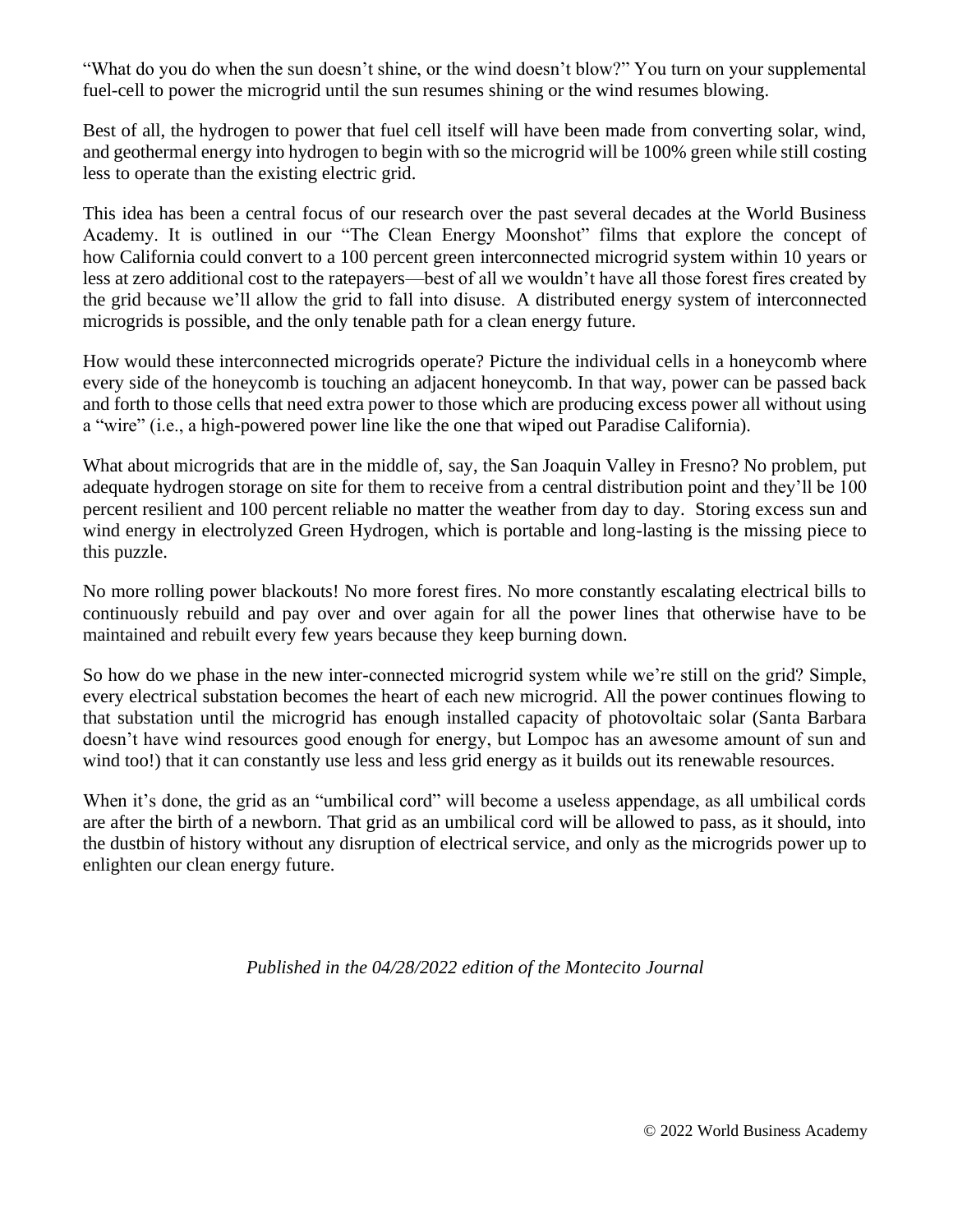"What do you do when the sun doesn't shine, or the wind doesn't blow?" You turn on your supplemental fuel-cell to power the microgrid until the sun resumes shining or the wind resumes blowing.

Best of all, the hydrogen to power that fuel cell itself will have been made from converting solar, wind, and geothermal energy into hydrogen to begin with so the microgrid will be 100% green while still costing less to operate than the existing electric grid.

This idea has been a central focus of our research over the past several decades at the World Business Academy. It is outlined in our "The Clean Energy Moonshot" films that explore the concept of how California could convert to a 100 percent green interconnected microgrid system within 10 years or less at zero additional cost to the ratepayers—best of all we wouldn't have all those forest fires created by the grid because we'll allow the grid to fall into disuse. A distributed energy system of interconnected microgrids is possible, and the only tenable path for a clean energy future.

How would these interconnected microgrids operate? Picture the individual cells in a honeycomb where every side of the honeycomb is touching an adjacent honeycomb. In that way, power can be passed back and forth to those cells that need extra power to those which are producing excess power all without using a "wire" (i.e., a high-powered power line like the one that wiped out Paradise California).

What about microgrids that are in the middle of, say, the San Joaquin Valley in Fresno? No problem, put adequate hydrogen storage on site for them to receive from a central distribution point and they'll be 100 percent resilient and 100 percent reliable no matter the weather from day to day. Storing excess sun and wind energy in electrolyzed Green Hydrogen, which is portable and long-lasting is the missing piece to this puzzle.

No more rolling power blackouts! No more forest fires. No more constantly escalating electrical bills to continuously rebuild and pay over and over again for all the power lines that otherwise have to be maintained and rebuilt every few years because they keep burning down.

So how do we phase in the new inter-connected microgrid system while we're still on the grid? Simple, every electrical substation becomes the heart of each new microgrid. All the power continues flowing to that substation until the microgrid has enough installed capacity of photovoltaic solar (Santa Barbara doesn't have wind resources good enough for energy, but Lompoc has an awesome amount of sun and wind too!) that it can constantly use less and less grid energy as it builds out its renewable resources.

When it's done, the grid as an "umbilical cord" will become a useless appendage, as all umbilical cords are after the birth of a newborn. That grid as an umbilical cord will be allowed to pass, as it should, into the dustbin of history without any disruption of electrical service, and only as the microgrids power up to enlighten our clean energy future.

*Published in the 04/28/2022 edition of the Montecito Journal*

© 2022 World Business Academy